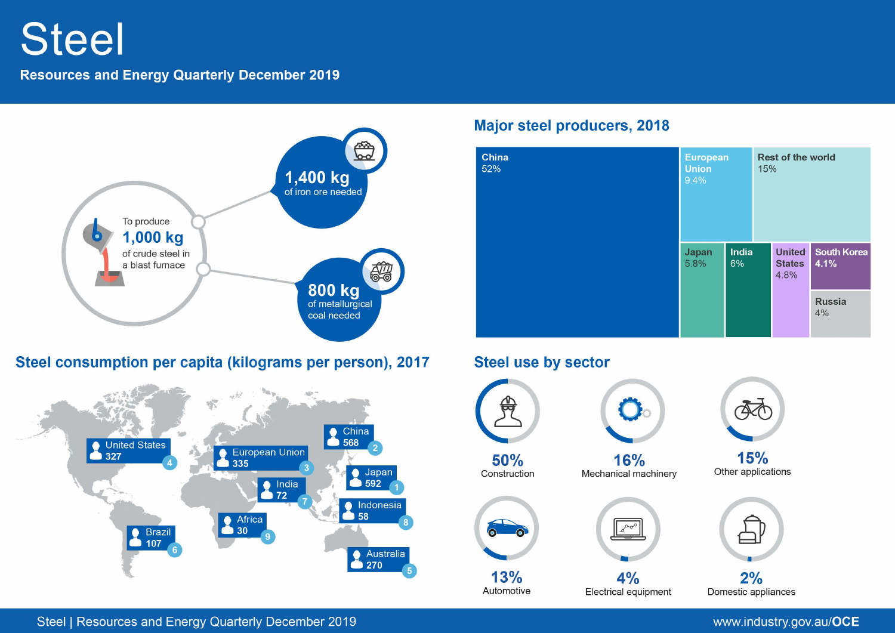# Steel

**Resources and Energy Quarterly December 2019**

To produce **1,000 kg** of crude steel in a blast furnace

- **1,400 kg** of iron ore needed
- **800 kg** of metallurgical coal needed

## Major steel producers, 2018

| Producer | Share |
|---|---|
| China | 52% |
| European Union | 9.4% |
| Rest of the world | 15% |
| Japan | 5.8% |
| India | 6% |
| United States | 4.8% |
| South Korea | 4.1% |
| Russia | 4% |

## Steel consumption per capita (kilograms per person), 2017

| Rank | Country/Region | kg per person |
|---|---|---|
| 1 | Japan | 592 |
| 2 | China | 568 |
| 3 | European Union | 335 |
| 4 | United States | 327 |
| 5 | Australia | 270 |
| 6 | Brazil | 107 |
| 7 | India | 72 |
| 8 | Indonesia | 58 |
| 9 | Africa | 30 |

## Steel use by sector

| Sector | Share |
|---|---|
| Construction | 50% |
| Mechanical machinery | 16% |
| Other applications | 15% |
| Automotive | 13% |
| Electrical equipment | 4% |
| Domestic appliances | 2% |

www.industry.gov.au/**OCE**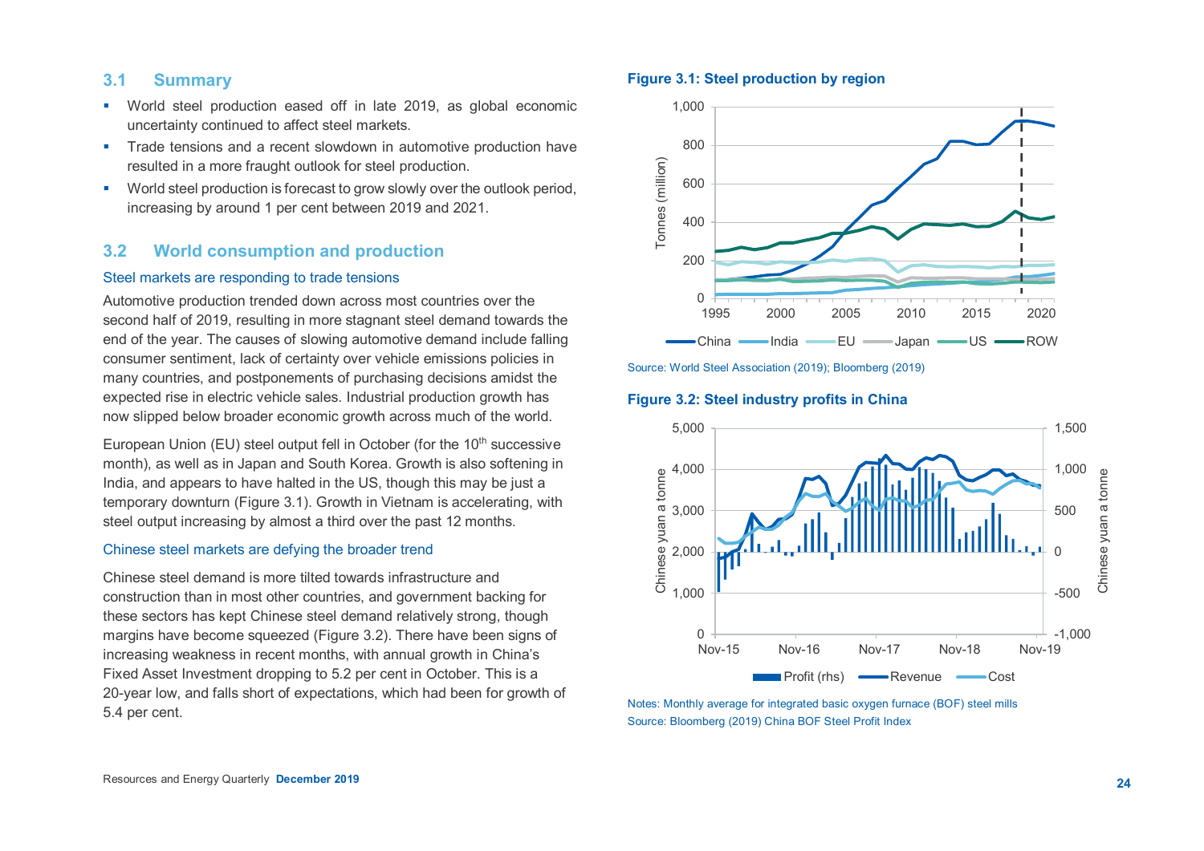## 3.1 Summary

- World steel production eased off in late 2019, as global economic uncertainty continued to affect steel markets.
- Trade tensions and a recent slowdown in automotive production have resulted in a more fraught outlook for steel production.
- World steel production is forecast to grow slowly over the outlook period, increasing by around 1 per cent between 2019 and 2021.

## 3.2 World consumption and production

### Steel markets are responding to trade tensions

Automotive production trended down across most countries over the second half of 2019, resulting in more stagnant steel demand towards the end of the year. The causes of slowing automotive demand include falling consumer sentiment, lack of certainty over vehicle emissions policies in many countries, and postponements of purchasing decisions amidst the expected rise in electric vehicle sales. Industrial production growth has now slipped below broader economic growth across much of the world.

European Union (EU) steel output fell in October (for the 10th successive month), as well as in Japan and South Korea. Growth is also softening in India, and appears to have halted in the US, though this may be just a temporary downturn (Figure 3.1). Growth in Vietnam is accelerating, with steel output increasing by almost a third over the past 12 months.

### Chinese steel markets are defying the broader trend

Chinese steel demand is more tilted towards infrastructure and construction than in most other countries, and government backing for these sectors has kept Chinese steel demand relatively strong, though margins have become squeezed (Figure 3.2). There have been signs of increasing weakness in recent months, with annual growth in China's Fixed Asset Investment dropping to 5.2 per cent in October. This is a 20-year low, and falls short of expectations, which had been for growth of 5.4 per cent.

**Figure 3.1: Steel production by region**

Source: World Steel Association (2019); Bloomberg (2019)

**Figure 3.2: Steel industry profits in China**

Notes: Monthly average for integrated basic oxygen furnace (BOF) steel mills
Source: Bloomberg (2019) China BOF Steel Profit Index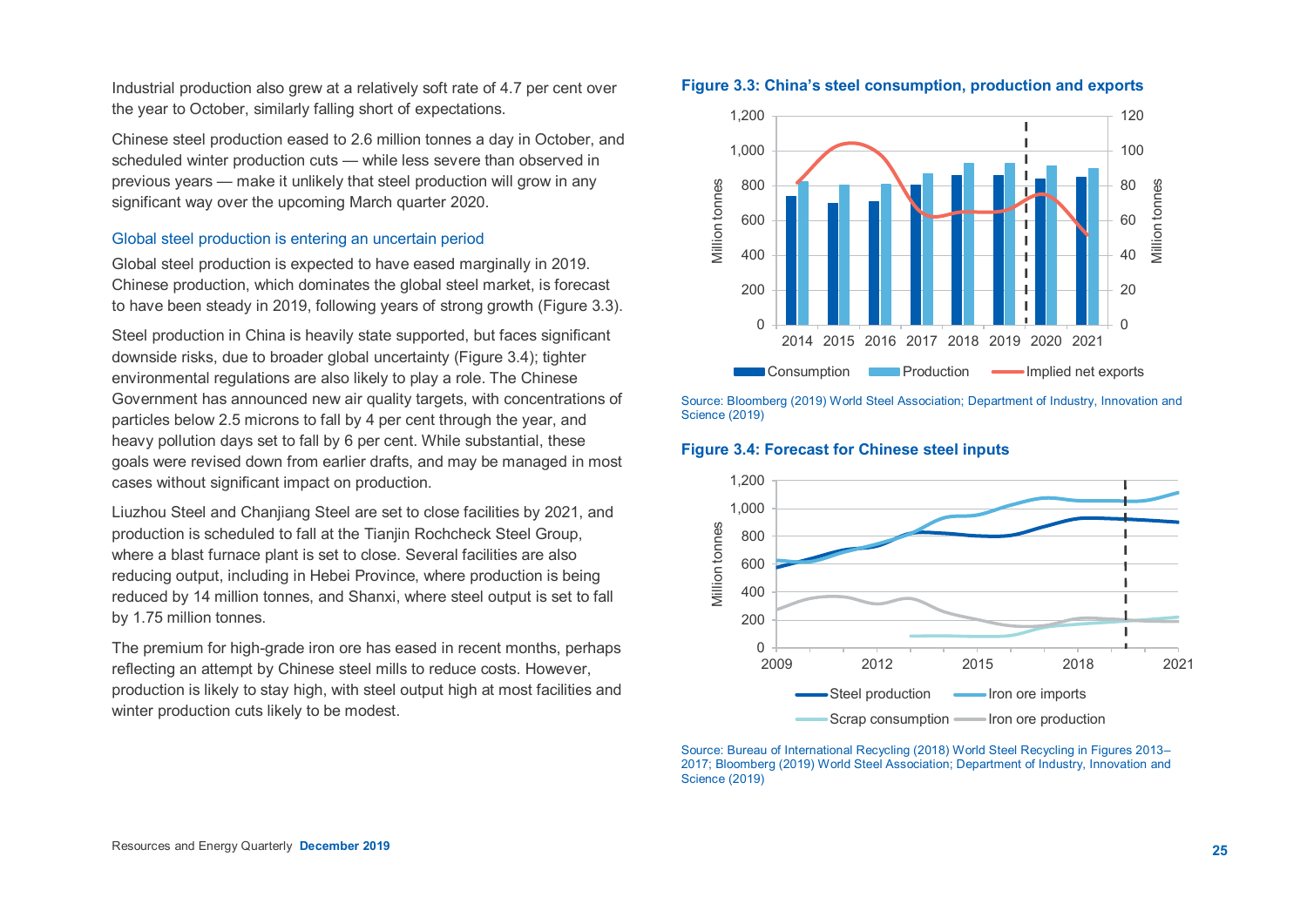Industrial production also grew at a relatively soft rate of 4.7 per cent over the year to October, similarly falling short of expectations.

Chinese steel production eased to 2.6 million tonnes a day in October, and scheduled winter production cuts — while less severe than observed in previous years — make it unlikely that steel production will grow in any significant way over the upcoming March quarter 2020.

### Global steel production is entering an uncertain period

Global steel production is expected to have eased marginally in 2019. Chinese production, which dominates the global steel market, is forecast to have been steady in 2019, following years of strong growth (Figure 3.3).

Steel production in China is heavily state supported, but faces significant downside risks, due to broader global uncertainty (Figure 3.4); tighter environmental regulations are also likely to play a role. The Chinese Government has announced new air quality targets, with concentrations of particles below 2.5 microns to fall by 4 per cent through the year, and heavy pollution days set to fall by 6 per cent. While substantial, these goals were revised down from earlier drafts, and may be managed in most cases without significant impact on production.

Liuzhou Steel and Chanjiang Steel are set to close facilities by 2021, and production is scheduled to fall at the Tianjin Rochcheck Steel Group, where a blast furnace plant is set to close. Several facilities are also reducing output, including in Hebei Province, where production is being reduced by 14 million tonnes, and Shanxi, where steel output is set to fall by 1.75 million tonnes.

The premium for high-grade iron ore has eased in recent months, perhaps reflecting an attempt by Chinese steel mills to reduce costs. However, production is likely to stay high, with steel output high at most facilities and winter production cuts likely to be modest.

**Figure 3.3: China's steel consumption, production and exports**

Source: Bloomberg (2019) World Steel Association; Department of Industry, Innovation and Science (2019)

**Figure 3.4: Forecast for Chinese steel inputs**

Source: Bureau of International Recycling (2018) World Steel Recycling in Figures 2013–2017; Bloomberg (2019) World Steel Association; Department of Industry, Innovation and Science (2019)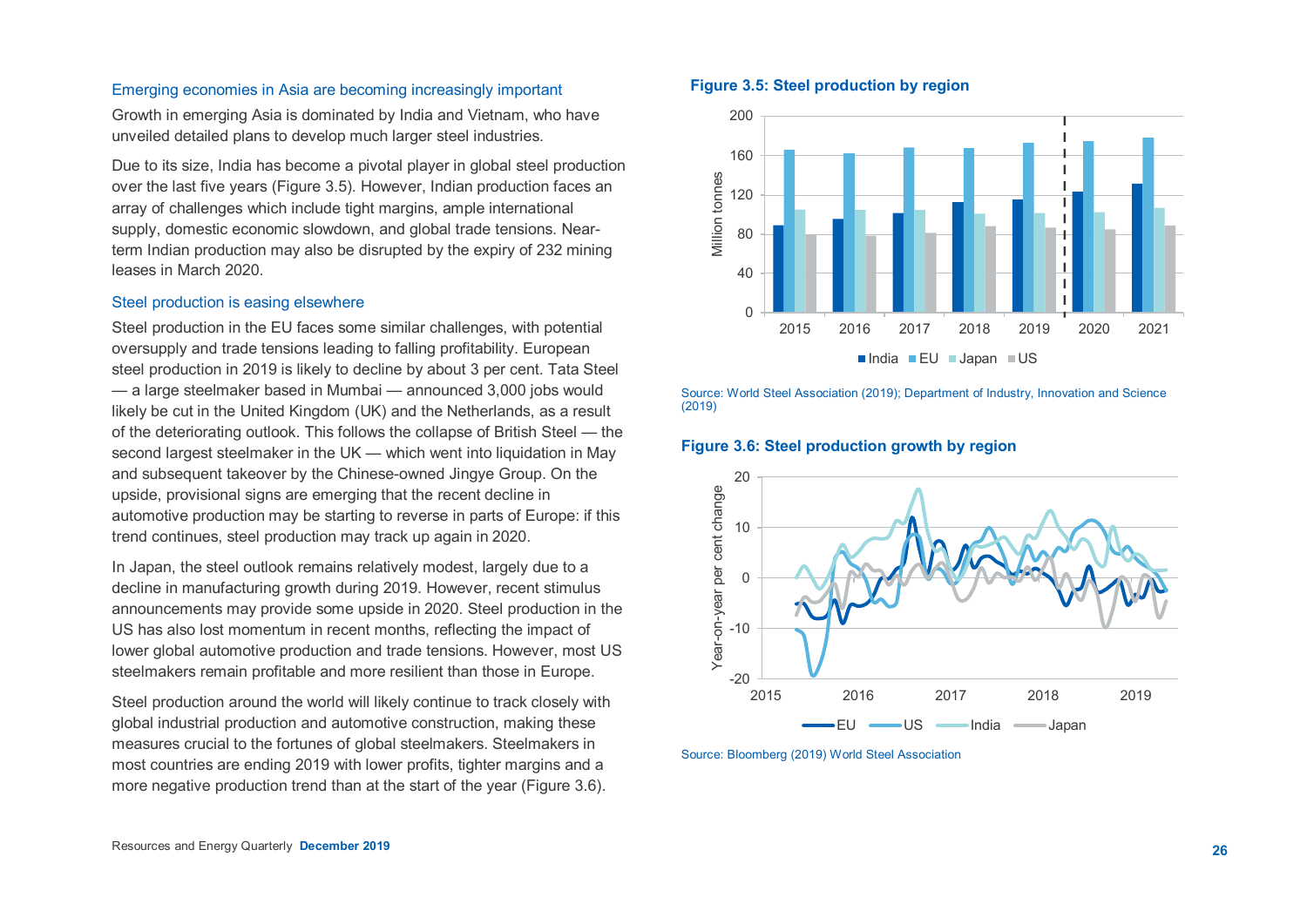### Emerging economies in Asia are becoming increasingly important

Growth in emerging Asia is dominated by India and Vietnam, who have unveiled detailed plans to develop much larger steel industries.

Due to its size, India has become a pivotal player in global steel production over the last five years (Figure 3.5). However, Indian production faces an array of challenges which include tight margins, ample international supply, domestic economic slowdown, and global trade tensions. Near-term Indian production may also be disrupted by the expiry of 232 mining leases in March 2020.

### Steel production is easing elsewhere

Steel production in the EU faces some similar challenges, with potential oversupply and trade tensions leading to falling profitability. European steel production in 2019 is likely to decline by about 3 per cent. Tata Steel — a large steelmaker based in Mumbai — announced 3,000 jobs would likely be cut in the United Kingdom (UK) and the Netherlands, as a result of the deteriorating outlook. This follows the collapse of British Steel — the second largest steelmaker in the UK — which went into liquidation in May and subsequent takeover by the Chinese-owned Jingye Group. On the upside, provisional signs are emerging that the recent decline in automotive production may be starting to reverse in parts of Europe: if this trend continues, steel production may track up again in 2020.

In Japan, the steel outlook remains relatively modest, largely due to a decline in manufacturing growth during 2019. However, recent stimulus announcements may provide some upside in 2020. Steel production in the US has also lost momentum in recent months, reflecting the impact of lower global automotive production and trade tensions. However, most US steelmakers remain profitable and more resilient than those in Europe.

Steel production around the world will likely continue to track closely with global industrial production and automotive construction, making these measures crucial to the fortunes of global steelmakers. Steelmakers in most countries are ending 2019 with lower profits, tighter margins and a more negative production trend than at the start of the year (Figure 3.6).

**Figure 3.5: Steel production by region**

Source: World Steel Association (2019); Department of Industry, Innovation and Science (2019)

**Figure 3.6: Steel production growth by region**

Source: Bloomberg (2019) World Steel Association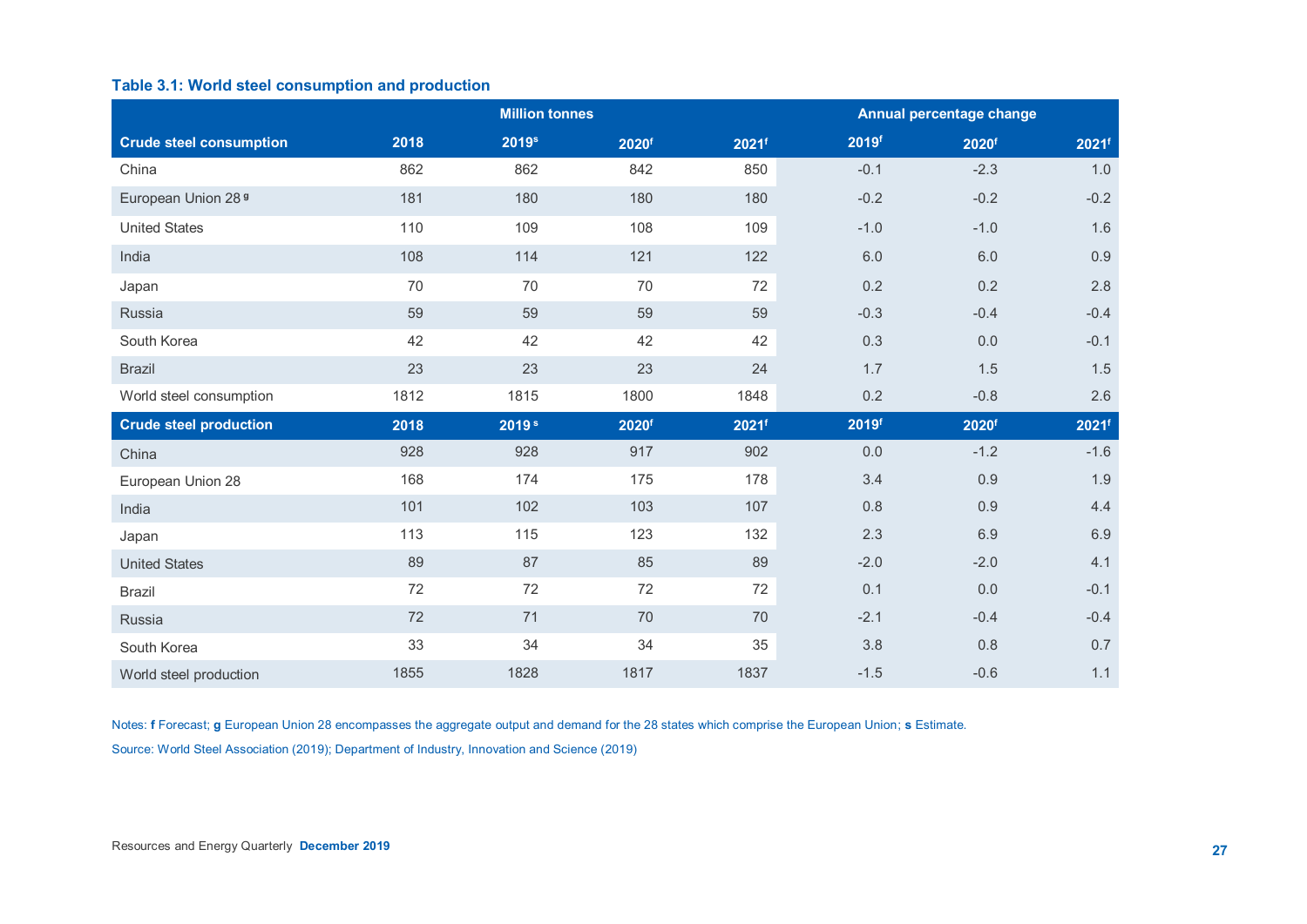### Table 3.1: World steel consumption and production

| | Million tonnes | | | | Annual percentage change | | |
|---|---|---|---|---|---|---|---|
| **Crude steel consumption** | **2018** | **2019s** | **2020f** | **2021f** | **2019f** | **2020f** | **2021f** |
| China | 862 | 862 | 842 | 850 | -0.1 | -2.3 | 1.0 |
| European Union 28 g | 181 | 180 | 180 | 180 | -0.2 | -0.2 | -0.2 |
| United States | 110 | 109 | 108 | 109 | -1.0 | -1.0 | 1.6 |
| India | 108 | 114 | 121 | 122 | 6.0 | 6.0 | 0.9 |
| Japan | 70 | 70 | 70 | 72 | 0.2 | 0.2 | 2.8 |
| Russia | 59 | 59 | 59 | 59 | -0.3 | -0.4 | -0.4 |
| South Korea | 42 | 42 | 42 | 42 | 0.3 | 0.0 | -0.1 |
| Brazil | 23 | 23 | 23 | 24 | 1.7 | 1.5 | 1.5 |
| World steel consumption | 1812 | 1815 | 1800 | 1848 | 0.2 | -0.8 | 2.6 |
| **Crude steel production** | **2018** | **2019s** | **2020f** | **2021f** | **2019f** | **2020f** | **2021f** |
| China | 928 | 928 | 917 | 902 | 0.0 | -1.2 | -1.6 |
| European Union 28 | 168 | 174 | 175 | 178 | 3.4 | 0.9 | 1.9 |
| India | 101 | 102 | 103 | 107 | 0.8 | 0.9 | 4.4 |
| Japan | 113 | 115 | 123 | 132 | 2.3 | 6.9 | 6.9 |
| United States | 89 | 87 | 85 | 89 | -2.0 | -2.0 | 4.1 |
| Brazil | 72 | 72 | 72 | 72 | 0.1 | 0.0 | -0.1 |
| Russia | 72 | 71 | 70 | 70 | -2.1 | -0.4 | -0.4 |
| South Korea | 33 | 34 | 34 | 35 | 3.8 | 0.8 | 0.7 |
| World steel production | 1855 | 1828 | 1817 | 1837 | -1.5 | -0.6 | 1.1 |

Notes: **f** Forecast; **g** European Union 28 encompasses the aggregate output and demand for the 28 states which comprise the European Union; **s** Estimate.

Source: World Steel Association (2019); Department of Industry, Innovation and Science (2019)